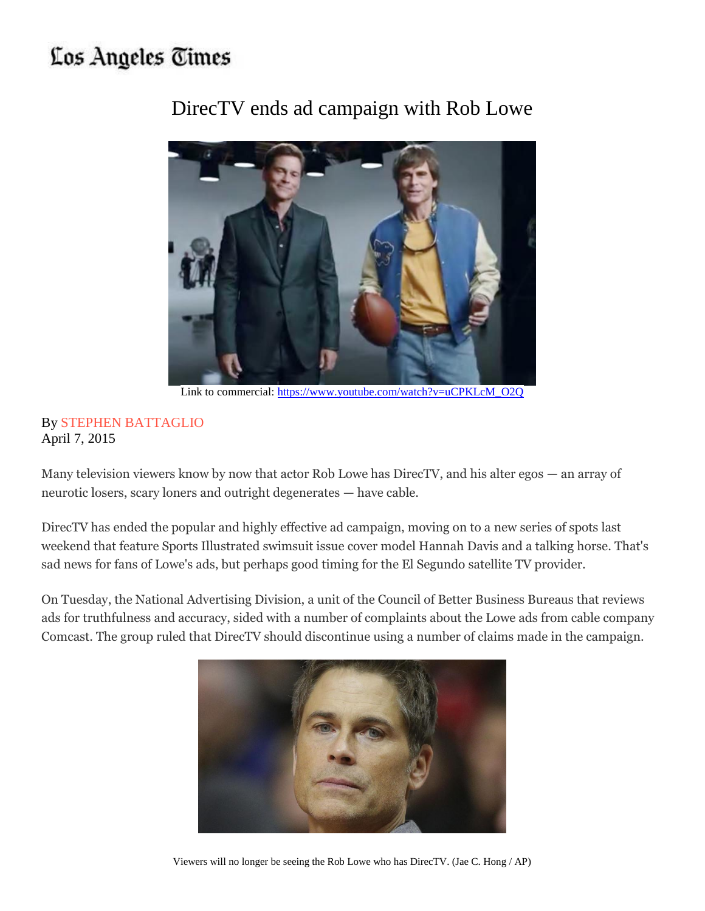Los Angeles Times

# DirecTV ends ad campaign with Rob Lowe

Link to commercial: https://www.youtube.com/watch?v=uCPKLcM_O2Q

By STEPHEN BATTAGLIO
April 7, 2015

Many television viewers know by now that actor Rob Lowe has DirecTV, and his alter egos — an array of neurotic losers, scary loners and outright degenerates — have cable.

DirecTV has ended the popular and highly effective ad campaign, moving on to a new series of spots last weekend that feature Sports Illustrated swimsuit issue cover model Hannah Davis and a talking horse. That's sad news for fans of Lowe's ads, but perhaps good timing for the El Segundo satellite TV provider.

On Tuesday, the National Advertising Division, a unit of the Council of Better Business Bureaus that reviews ads for truthfulness and accuracy, sided with a number of complaints about the Lowe ads from cable company Comcast. The group ruled that DirecTV should discontinue using a number of claims made in the campaign.

Viewers will no longer be seeing the Rob Lowe who has DirecTV. (Jae C. Hong / AP)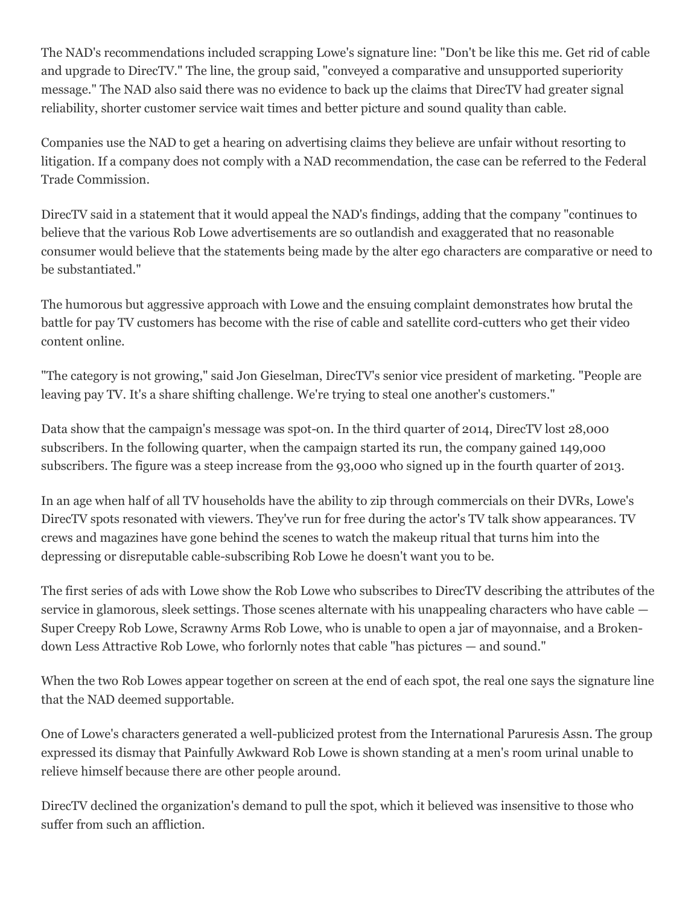The NAD's recommendations included scrapping Lowe's signature line: "Don't be like this me. Get rid of cable and upgrade to DirecTV." The line, the group said, "conveyed a comparative and unsupported superiority message." The NAD also said there was no evidence to back up the claims that DirecTV had greater signal reliability, shorter customer service wait times and better picture and sound quality than cable.

Companies use the NAD to get a hearing on advertising claims they believe are unfair without resorting to litigation. If a company does not comply with a NAD recommendation, the case can be referred to the Federal Trade Commission.

DirecTV said in a statement that it would appeal the NAD's findings, adding that the company "continues to believe that the various Rob Lowe advertisements are so outlandish and exaggerated that no reasonable consumer would believe that the statements being made by the alter ego characters are comparative or need to be substantiated."

The humorous but aggressive approach with Lowe and the ensuing complaint demonstrates how brutal the battle for pay TV customers has become with the rise of cable and satellite cord-cutters who get their video content online.

"The category is not growing," said Jon Gieselman, DirecTV's senior vice president of marketing. "People are leaving pay TV. It's a share shifting challenge. We're trying to steal one another's customers."

Data show that the campaign's message was spot-on. In the third quarter of 2014, DirecTV lost 28,000 subscribers. In the following quarter, when the campaign started its run, the company gained 149,000 subscribers. The figure was a steep increase from the 93,000 who signed up in the fourth quarter of 2013.

In an age when half of all TV households have the ability to zip through commercials on their DVRs, Lowe's DirecTV spots resonated with viewers. They've run for free during the actor's TV talk show appearances. TV crews and magazines have gone behind the scenes to watch the makeup ritual that turns him into the depressing or disreputable cable-subscribing Rob Lowe he doesn't want you to be.

The first series of ads with Lowe show the Rob Lowe who subscribes to DirecTV describing the attributes of the service in glamorous, sleek settings. Those scenes alternate with his unappealing characters who have cable — Super Creepy Rob Lowe, Scrawny Arms Rob Lowe, who is unable to open a jar of mayonnaise, and a Broken-down Less Attractive Rob Lowe, who forlornly notes that cable "has pictures — and sound."

When the two Rob Lowes appear together on screen at the end of each spot, the real one says the signature line that the NAD deemed supportable.

One of Lowe's characters generated a well-publicized protest from the International Paruresis Assn. The group expressed its dismay that Painfully Awkward Rob Lowe is shown standing at a men's room urinal unable to relieve himself because there are other people around.

DirecTV declined the organization's demand to pull the spot, which it believed was insensitive to those who suffer from such an affliction.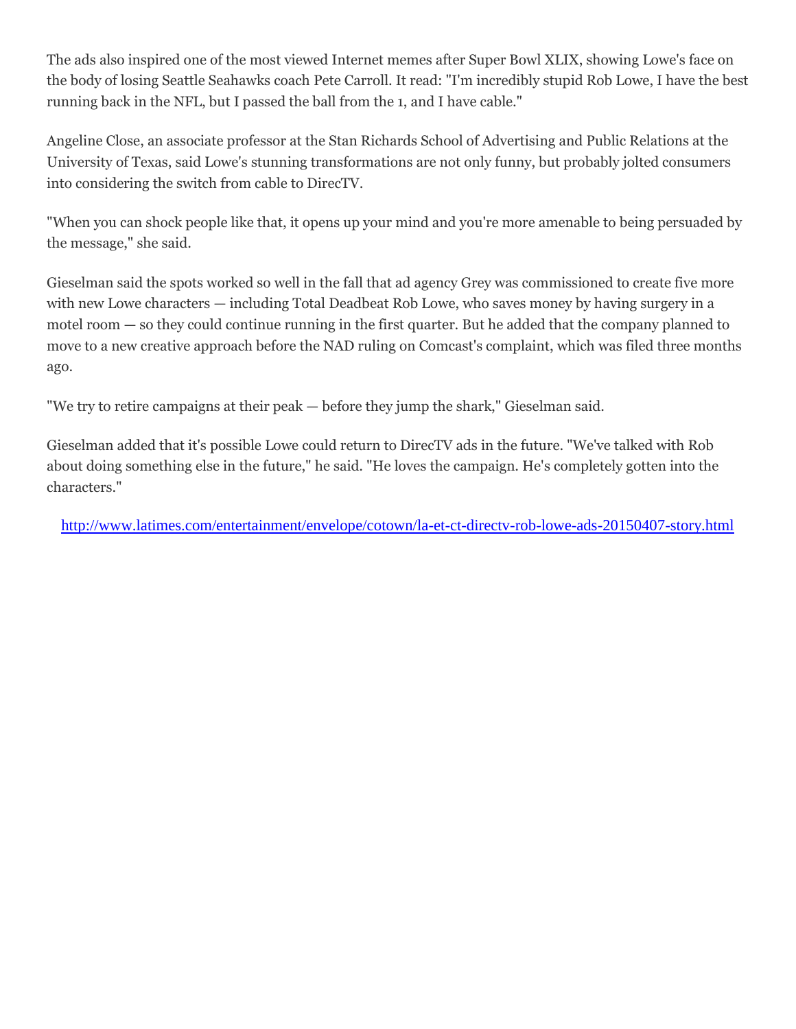The ads also inspired one of the most viewed Internet memes after Super Bowl XLIX, showing Lowe's face on the body of losing Seattle Seahawks coach Pete Carroll. It read: "I'm incredibly stupid Rob Lowe, I have the best running back in the NFL, but I passed the ball from the 1, and I have cable."

Angeline Close, an associate professor at the Stan Richards School of Advertising and Public Relations at the University of Texas, said Lowe's stunning transformations are not only funny, but probably jolted consumers into considering the switch from cable to DirecTV.

"When you can shock people like that, it opens up your mind and you're more amenable to being persuaded by the message," she said.

Gieselman said the spots worked so well in the fall that ad agency Grey was commissioned to create five more with new Lowe characters — including Total Deadbeat Rob Lowe, who saves money by having surgery in a motel room — so they could continue running in the first quarter. But he added that the company planned to move to a new creative approach before the NAD ruling on Comcast's complaint, which was filed three months ago.

"We try to retire campaigns at their peak — before they jump the shark," Gieselman said.

Gieselman added that it's possible Lowe could return to DirecTV ads in the future. "We've talked with Rob about doing something else in the future," he said. "He loves the campaign. He's completely gotten into the characters."

http://www.latimes.com/entertainment/envelope/cotown/la-et-ct-directv-rob-lowe-ads-20150407-story.html